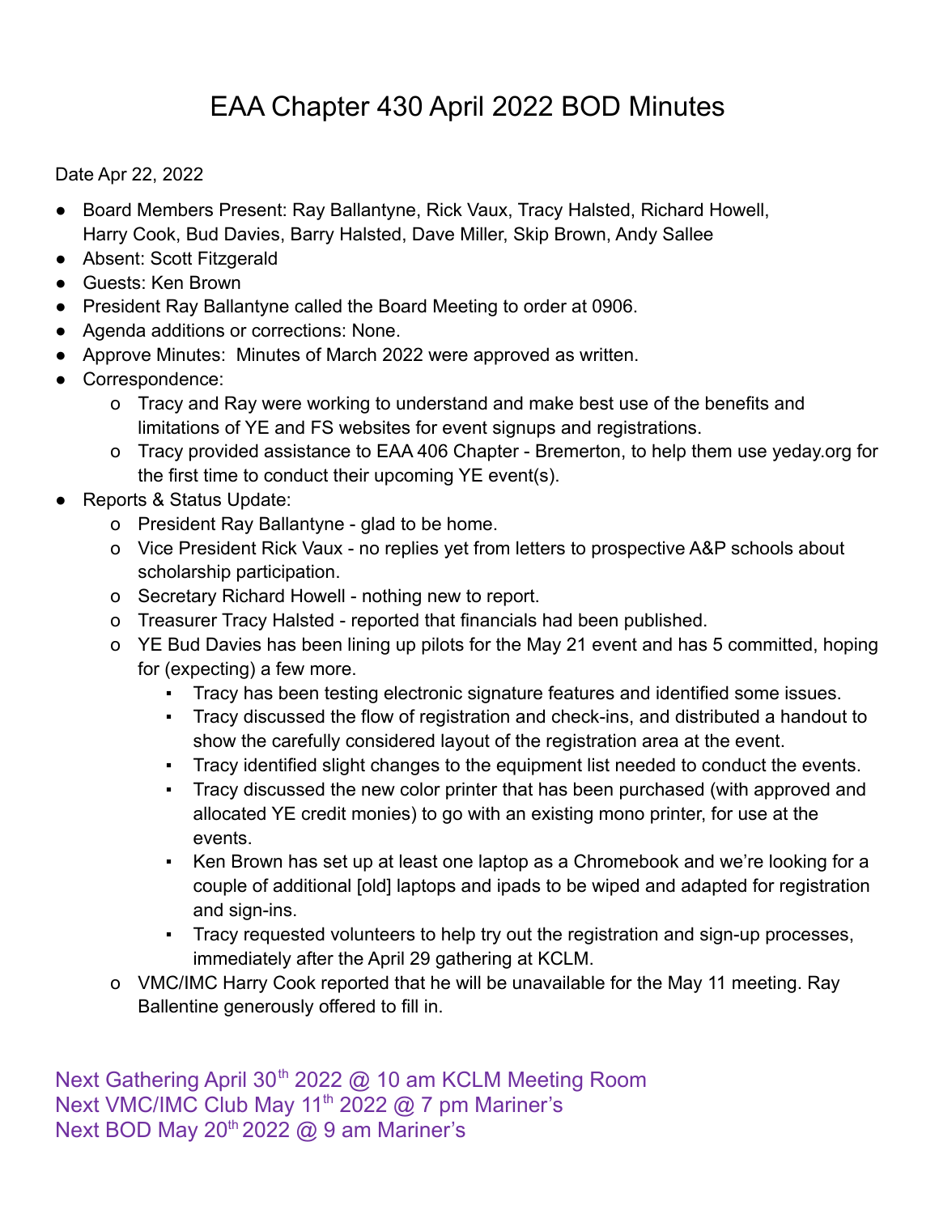# EAA Chapter 430 April 2022 BOD Minutes

Date Apr 22, 2022

- Board Members Present: Ray Ballantyne, Rick Vaux, Tracy Halsted, Richard Howell, Harry Cook, Bud Davies, Barry Halsted, Dave Miller, Skip Brown, Andy Sallee
- Absent: Scott Fitzgerald
- Guests: Ken Brown
- President Ray Ballantyne called the Board Meeting to order at 0906.
- Agenda additions or corrections: None.
- Approve Minutes: Minutes of March 2022 were approved as written.
- Correspondence:
  - Tracy and Ray were working to understand and make best use of the benefits and limitations of YE and FS websites for event signups and registrations.
  - Tracy provided assistance to EAA 406 Chapter - Bremerton, to help them use yeday.org for the first time to conduct their upcoming YE event(s).
- Reports & Status Update:
  - President Ray Ballantyne - glad to be home.
  - Vice President Rick Vaux - no replies yet from letters to prospective A&P schools about scholarship participation.
  - Secretary Richard Howell - nothing new to report.
  - Treasurer Tracy Halsted - reported that financials had been published.
  - YE Bud Davies has been lining up pilots for the May 21 event and has 5 committed, hoping for (expecting) a few more.
    - Tracy has been testing electronic signature features and identified some issues.
    - Tracy discussed the flow of registration and check-ins, and distributed a handout to show the carefully considered layout of the registration area at the event.
    - Tracy identified slight changes to the equipment list needed to conduct the events.
    - Tracy discussed the new color printer that has been purchased (with approved and allocated YE credit monies) to go with an existing mono printer, for use at the events.
    - Ken Brown has set up at least one laptop as a Chromebook and we're looking for a couple of additional [old] laptops and ipads to be wiped and adapted for registration and sign-ins.
    - Tracy requested volunteers to help try out the registration and sign-up processes, immediately after the April 29 gathering at KCLM.
  - VMC/IMC Harry Cook reported that he will be unavailable for the May 11 meeting. Ray Ballentine generously offered to fill in.

Next Gathering April 30th 2022 @ 10 am KCLM Meeting Room
Next VMC/IMC Club May 11th 2022 @ 7 pm Mariner's
Next BOD May 20th 2022 @ 9 am Mariner's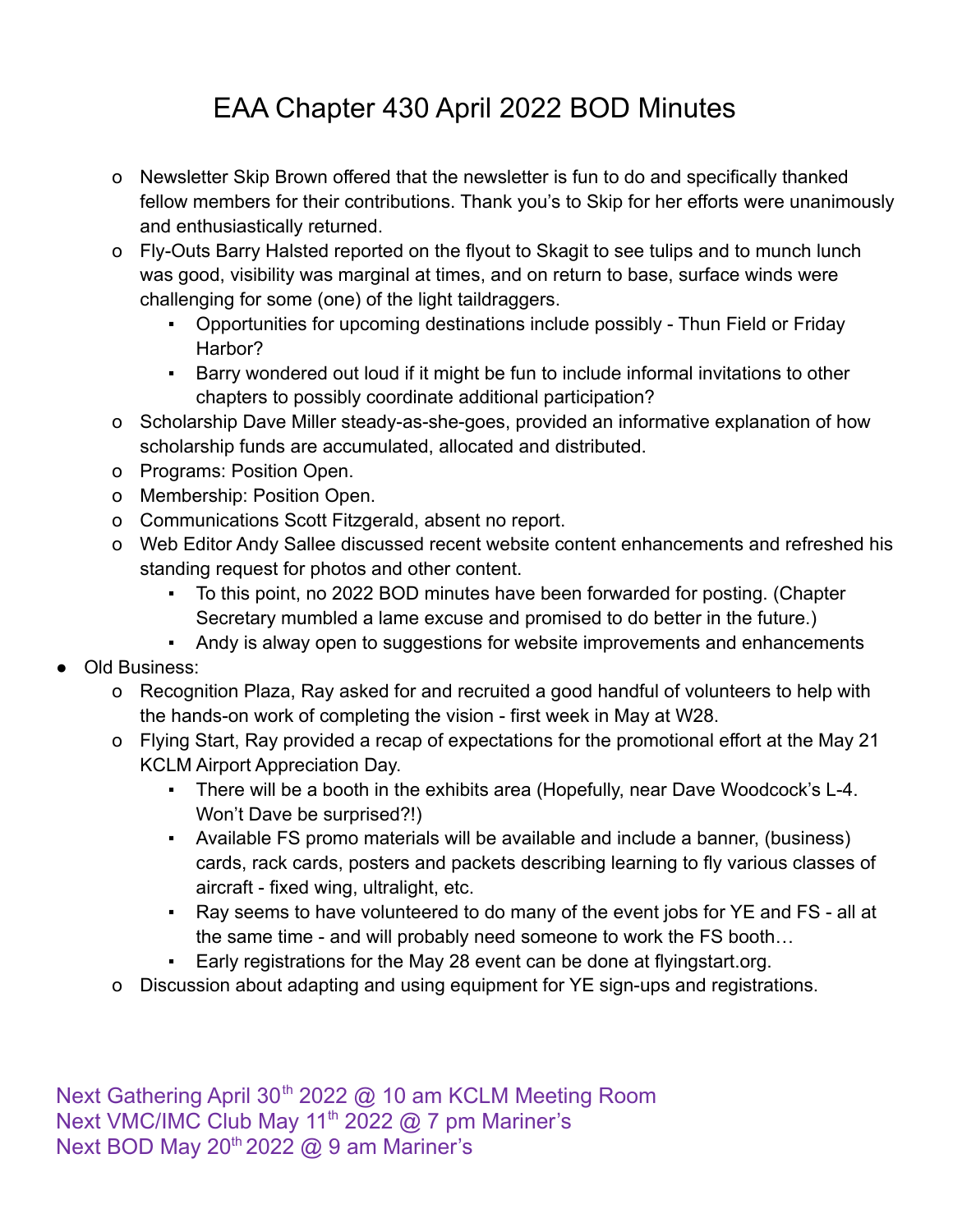# EAA Chapter 430 April 2022 BOD Minutes

- Newsletter Skip Brown offered that the newsletter is fun to do and specifically thanked fellow members for their contributions. Thank you's to Skip for her efforts were unanimously and enthusiastically returned.
- Fly-Outs Barry Halsted reported on the flyout to Skagit to see tulips and to munch lunch was good, visibility was marginal at times, and on return to base, surface winds were challenging for some (one) of the light taildraggers.
    - Opportunities for upcoming destinations include possibly - Thun Field or Friday Harbor?
    - Barry wondered out loud if it might be fun to include informal invitations to other chapters to possibly coordinate additional participation?
- Scholarship Dave Miller steady-as-she-goes, provided an informative explanation of how scholarship funds are accumulated, allocated and distributed.
- Programs: Position Open.
- Membership: Position Open.
- Communications Scott Fitzgerald, absent no report.
- Web Editor Andy Sallee discussed recent website content enhancements and refreshed his standing request for photos and other content.
    - To this point, no 2022 BOD minutes have been forwarded for posting. (Chapter Secretary mumbled a lame excuse and promised to do better in the future.)
    - Andy is alway open to suggestions for website improvements and enhancements

- Old Business:
    - Recognition Plaza, Ray asked for and recruited a good handful of volunteers to help with the hands-on work of completing the vision - first week in May at W28.
    - Flying Start, Ray provided a recap of expectations for the promotional effort at the May 21 KCLM Airport Appreciation Day.
        - There will be a booth in the exhibits area (Hopefully, near Dave Woodcock's L-4. Won't Dave be surprised?!)
        - Available FS promo materials will be available and include a banner, (business) cards, rack cards, posters and packets describing learning to fly various classes of aircraft - fixed wing, ultralight, etc.
        - Ray seems to have volunteered to do many of the event jobs for YE and FS - all at the same time - and will probably need someone to work the FS booth…
        - Early registrations for the May 28 event can be done at flyingstart.org.
    - Discussion about adapting and using equipment for YE sign-ups and registrations.

Next Gathering April 30th 2022 @ 10 am KCLM Meeting Room
Next VMC/IMC Club May 11th 2022 @ 7 pm Mariner's
Next BOD May 20th 2022 @ 9 am Mariner's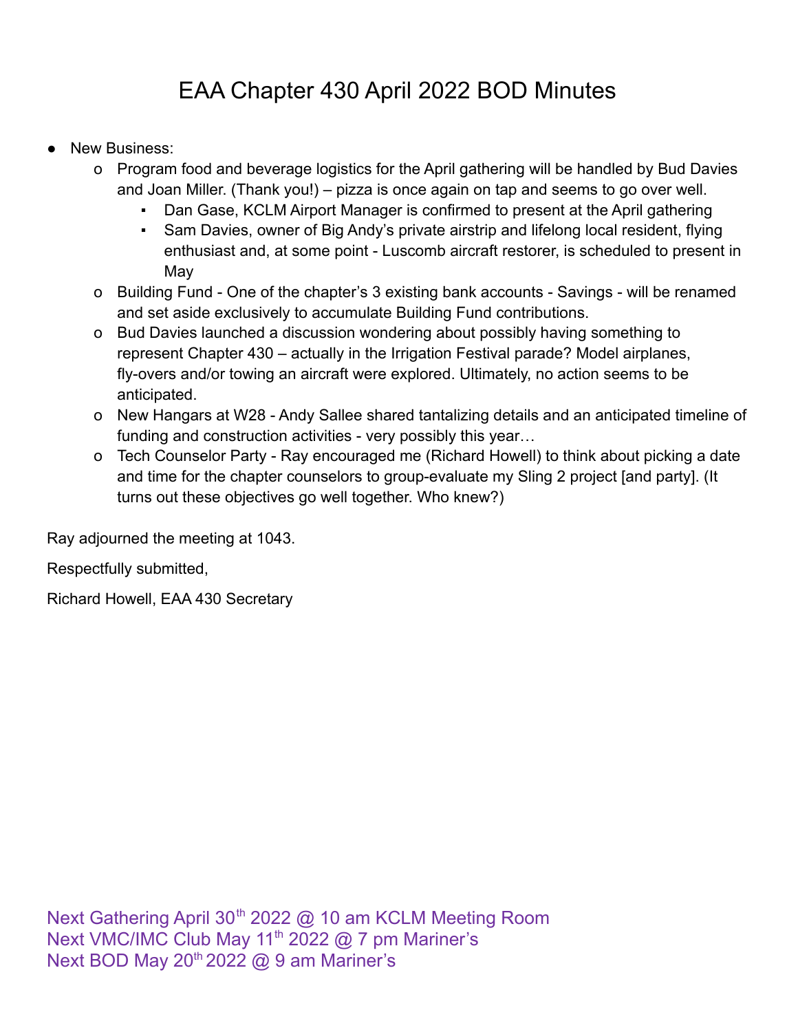# EAA Chapter 430 April 2022 BOD Minutes

- New Business:
  - Program food and beverage logistics for the April gathering will be handled by Bud Davies and Joan Miller. (Thank you!) – pizza is once again on tap and seems to go over well.
    - Dan Gase, KCLM Airport Manager is confirmed to present at the April gathering
    - Sam Davies, owner of Big Andy's private airstrip and lifelong local resident, flying enthusiast and, at some point - Luscomb aircraft restorer, is scheduled to present in May
  - Building Fund - One of the chapter's 3 existing bank accounts - Savings - will be renamed and set aside exclusively to accumulate Building Fund contributions.
  - Bud Davies launched a discussion wondering about possibly having something to represent Chapter 430 – actually in the Irrigation Festival parade? Model airplanes, fly-overs and/or towing an aircraft were explored. Ultimately, no action seems to be anticipated.
  - New Hangars at W28 - Andy Sallee shared tantalizing details and an anticipated timeline of funding and construction activities - very possibly this year…
  - Tech Counselor Party - Ray encouraged me (Richard Howell) to think about picking a date and time for the chapter counselors to group-evaluate my Sling 2 project [and party]. (It turns out these objectives go well together. Who knew?)

Ray adjourned the meeting at 1043.

Respectfully submitted,

Richard Howell, EAA 430 Secretary

Next Gathering April 30th 2022 @ 10 am KCLM Meeting Room
Next VMC/IMC Club May 11th 2022 @ 7 pm Mariner's
Next BOD May 20th 2022 @ 9 am Mariner's